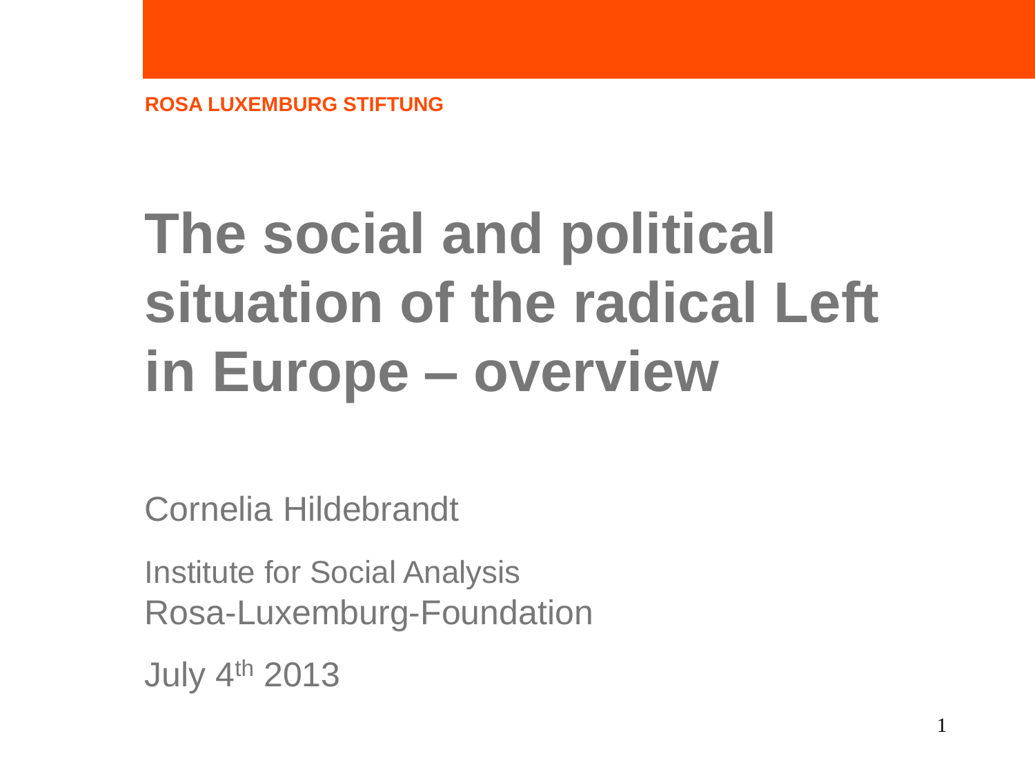ROSA LUXEMBURG STIFTUNG

# The social and political situation of the radical Left in Europe – overview

Cornelia Hildebrandt

Institute for Social Analysis
Rosa-Luxemburg-Foundation

July 4th 2013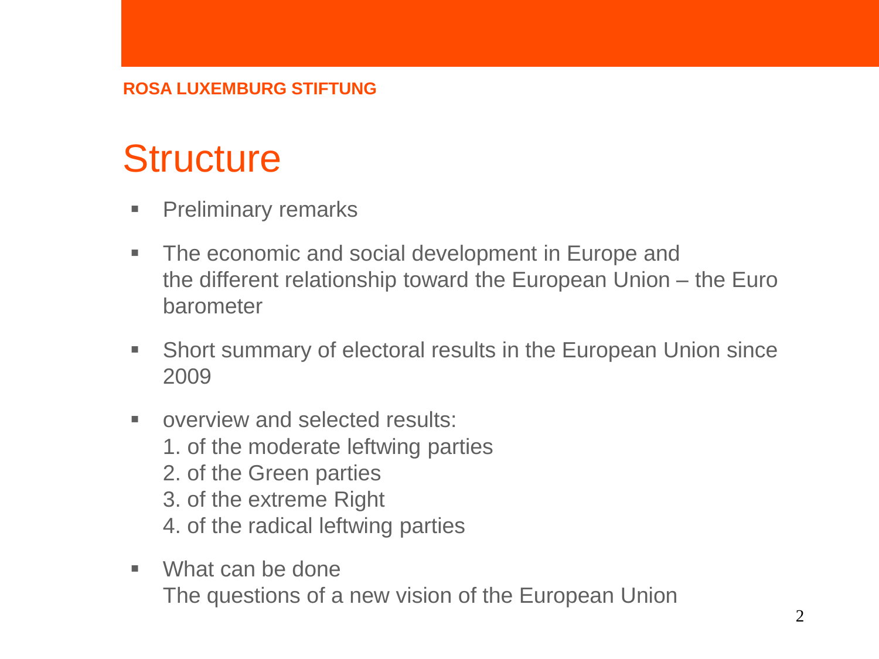ROSA LUXEMBURG STIFTUNG

# Structure

- Preliminary remarks
- The economic and social development in Europe and the different relationship toward the European Union – the Euro barometer
- Short summary of electoral results in the European Union since 2009
- overview and selected results:
  1. of the moderate leftwing parties
  2. of the Green parties
  3. of the extreme Right
  4. of the radical leftwing parties
- What can be done
  The questions of a new vision of the European Union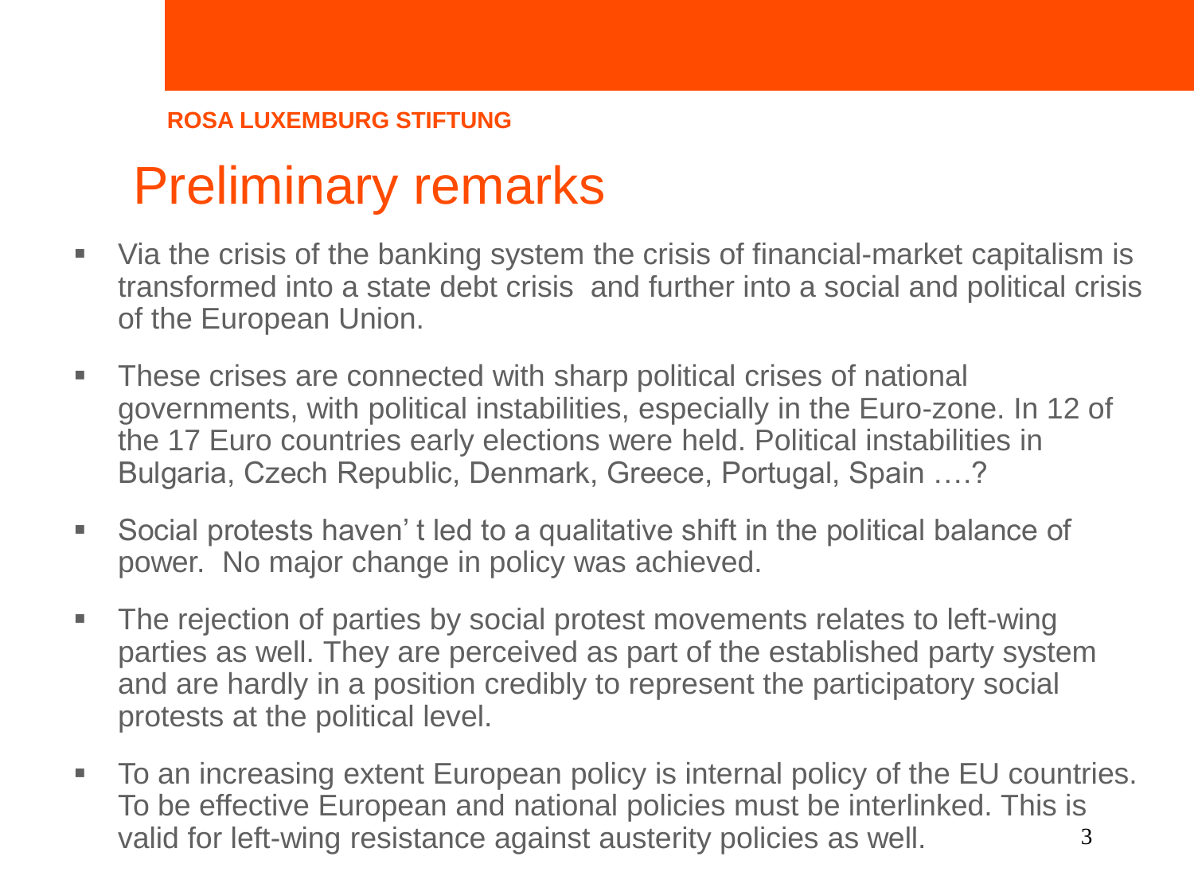ROSA LUXEMBURG STIFTUNG

# Preliminary remarks

- Via the crisis of the banking system the crisis of financial-market capitalism is transformed into a state debt crisis and further into a social and political crisis of the European Union.
- These crises are connected with sharp political crises of national governments, with political instabilities, especially in the Euro-zone. In 12 of the 17 Euro countries early elections were held. Political instabilities in Bulgaria, Czech Republic, Denmark, Greece, Portugal, Spain ….?
- Social protests haven' t led to a qualitative shift in the political balance of power. No major change in policy was achieved.
- The rejection of parties by social protest movements relates to left-wing parties as well. They are perceived as part of the established party system and are hardly in a position credibly to represent the participatory social protests at the political level.
- To an increasing extent European policy is internal policy of the EU countries. To be effective European and national policies must be interlinked. This is valid for left-wing resistance against austerity policies as well.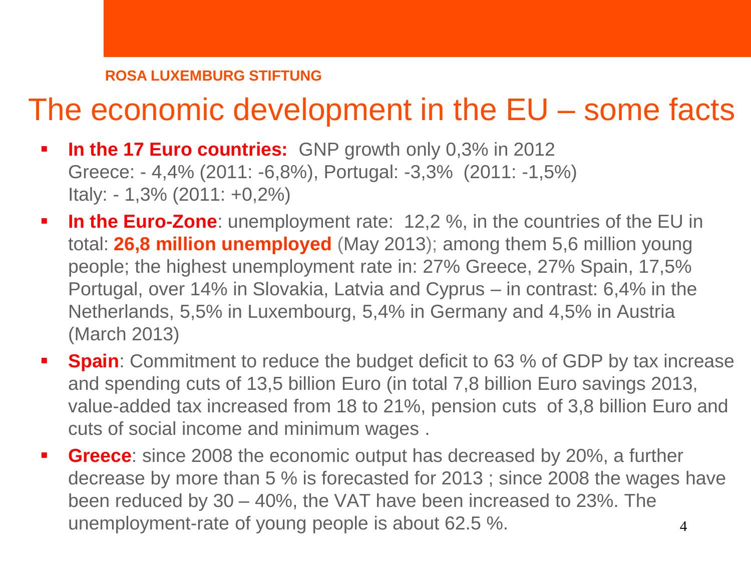**ROSA LUXEMBURG STIFTUNG**

# The economic development in the EU – some facts

- **In the 17 Euro countries:** GNP growth only 0,3% in 2012
  Greece: - 4,4% (2011: -6,8%), Portugal: -3,3% (2011: -1,5%)
  Italy: - 1,3% (2011: +0,2%)
- **In the Euro-Zone**: unemployment rate: 12,2 %, in the countries of the EU in total: **26,8 million unemployed** (May 2013); among them 5,6 million young people; the highest unemployment rate in: 27% Greece, 27% Spain, 17,5% Portugal, over 14% in Slovakia, Latvia and Cyprus – in contrast: 6,4% in the Netherlands, 5,5% in Luxembourg, 5,4% in Germany and 4,5% in Austria (March 2013)
- **Spain**: Commitment to reduce the budget deficit to 63 % of GDP by tax increase and spending cuts of 13,5 billion Euro (in total 7,8 billion Euro savings 2013, value-added tax increased from 18 to 21%, pension cuts of 3,8 billion Euro and cuts of social income and minimum wages .
- **Greece**: since 2008 the economic output has decreased by 20%, a further decrease by more than 5 % is forecasted for 2013 ; since 2008 the wages have been reduced by 30 – 40%, the VAT have been increased to 23%. The unemployment-rate of young people is about 62.5 %.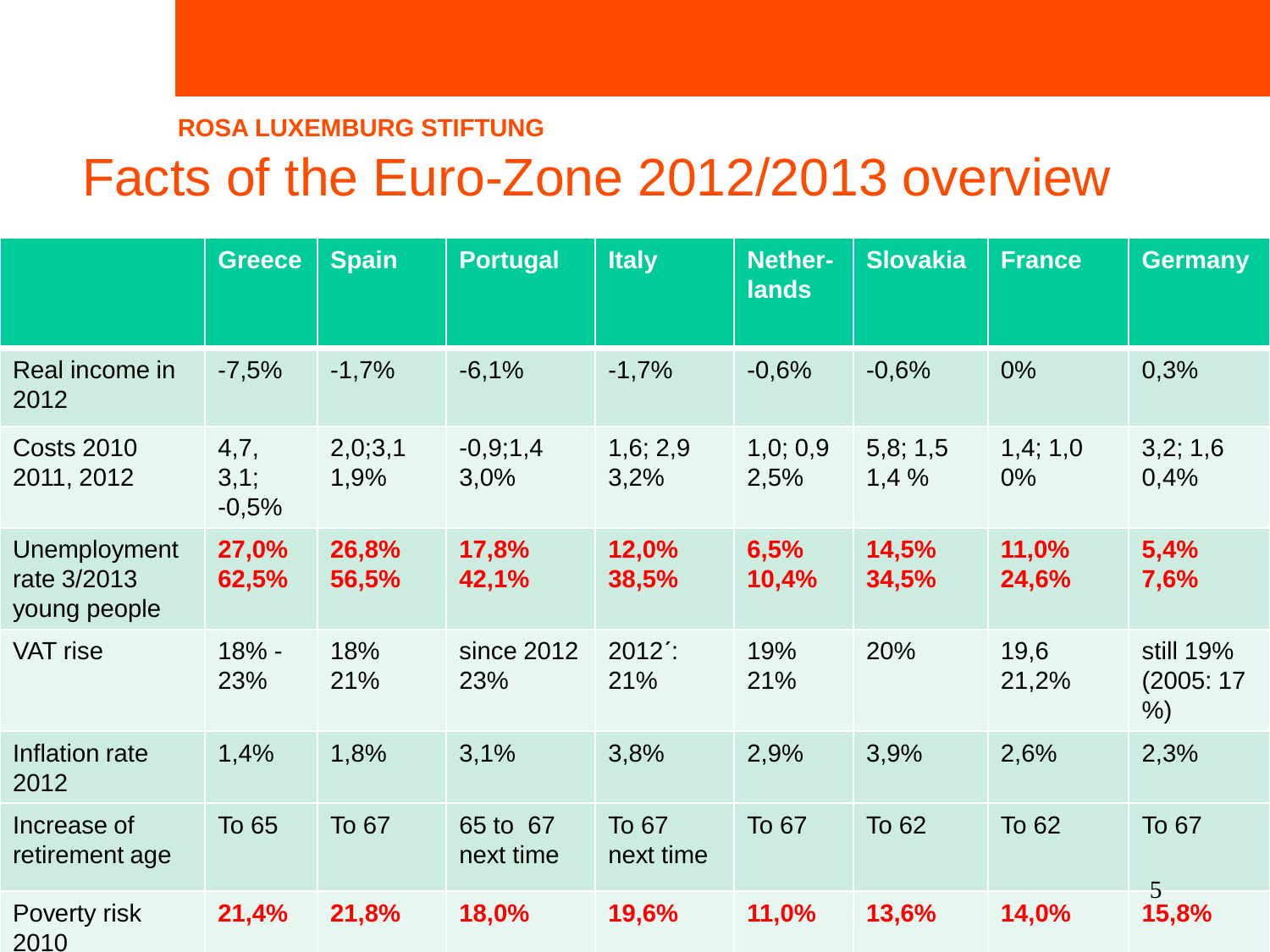ROSA LUXEMBURG STIFTUNG

# Facts of the Euro-Zone 2012/2013 overview

| | Greece | Spain | Portugal | Italy | Nether-lands | Slovakia | France | Germany |
|---|---|---|---|---|---|---|---|---|
| Real income in 2012 | -7,5% | -1,7% | -6,1% | -1,7% | -0,6% | -0,6% | 0% | 0,3% |
| Costs 2010 2011, 2012 | 4,7, 3,1; -0,5% | 2,0;3,1 1,9% | -0,9;1,4 3,0% | 1,6; 2,9 3,2% | 1,0; 0,9 2,5% | 5,8; 1,5 1,4 % | 1,4; 1,0 0% | 3,2; 1,6 0,4% |
| Unemployment rate 3/2013 young people | **27,0% 62,5%** | **26,8% 56,5%** | **17,8% 42,1%** | **12,0% 38,5%** | **6,5% 10,4%** | **14,5% 34,5%** | **11,0% 24,6%** | **5,4% 7,6%** |
| VAT rise | 18% - 23% | 18% 21% | since 2012 23% | 2012´: 21% | 19% 21% | 20% | 19,6 21,2% | still 19% (2005: 17 %) |
| Inflation rate 2012 | 1,4% | 1,8% | 3,1% | 3,8% | 2,9% | 3,9% | 2,6% | 2,3% |
| Increase of retirement age | To 65 | To 67 | 65 to 67 next time | To 67 next time | To 67 | To 62 | To 62 | To 67 |
| Poverty risk 2010 | **21,4%** | **21,8%** | **18,0%** | **19,6%** | **11,0%** | **13,6%** | **14,0%** | **15,8%** |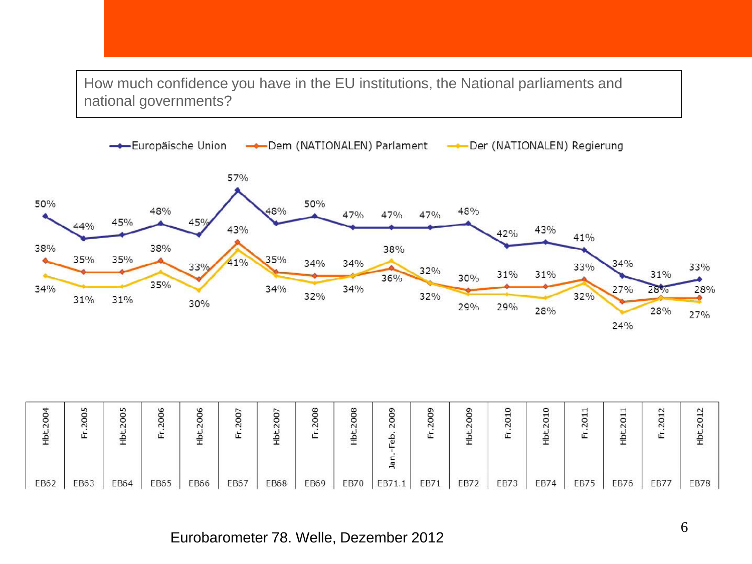How much confidence you have in the EU institutions, the National parliaments and national governments?

| Welle | Zeitraum | Europäische Union | Dem (NATIONALEN) Parlament | Der (NATIONALEN) Regierung |
|---|---|---|---|---|
| EB62 | Hbt.2004 | 50% | 38% | 34% |
| EB63 | Fr.2005 | 44% | 35% | 31% |
| EB64 | Hbt.2005 | 45% | 35% | 31% |
| EB65 | Fr.2006 | 48% | 38% | 35% |
| EB66 | Hbt.2006 | 45% | 33% | 30% |
| EB67 | Fr.2007 | 57% | 43% | 41% |
| EB68 | Hbt.2007 | 48% | 35% | 34% |
| EB69 | Fr.2008 | 50% | 34% | 32% |
| EB70 | Hbt.2008 | 47% | 34% | 34% |
| EB71.1 | Jan.-Feb. 2009 | 47% | 36% | 38% |
| EB71 | Fr.2009 | 47% | 32% | 32% |
| EB72 | Hbt.2009 | 48% | 30% | 29% |
| EB73 | Fr.2010 | 42% | 31% | 29% |
| EB74 | Hbt.2010 | 43% | 31% | 28% |
| EB75 | Fr.2011 | 41% | 33% | 32% |
| EB76 | Hbt.2011 | 34% | 27% | 24% |
| EB77 | Fr.2012 | 31% | 28% | 28% |
| EB78 | Hbt.2012 | 33% | 28% | 27% |

Eurobarometer 78. Welle, Dezember 2012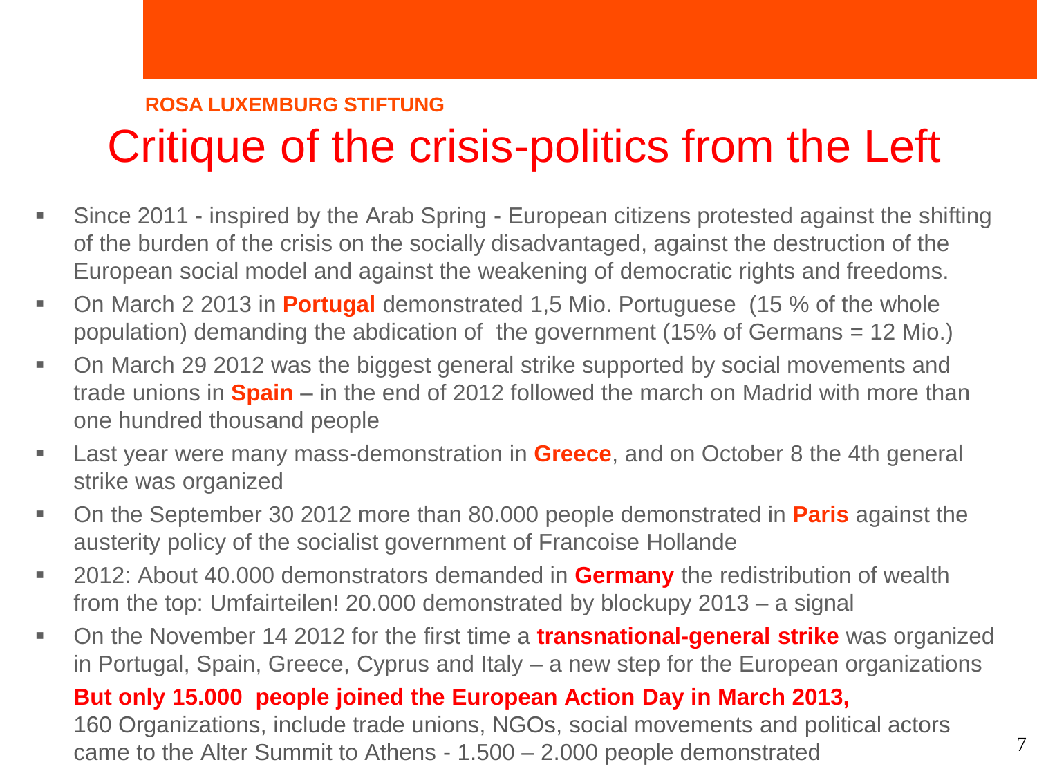ROSA LUXEMBURG STIFTUNG

# Critique of the crisis-politics from the Left

- Since 2011 - inspired by the Arab Spring - European citizens protested against the shifting of the burden of the crisis on the socially disadvantaged, against the destruction of the European social model and against the weakening of democratic rights and freedoms.
- On March 2 2013 in **Portugal** demonstrated 1,5 Mio. Portuguese (15 % of the whole population) demanding the abdication of the government (15% of Germans = 12 Mio.)
- On March 29 2012 was the biggest general strike supported by social movements and trade unions in **Spain** – in the end of 2012 followed the march on Madrid with more than one hundred thousand people
- Last year were many mass-demonstration in **Greece**, and on October 8 the 4th general strike was organized
- On the September 30 2012 more than 80.000 people demonstrated in **Paris** against the austerity policy of the socialist government of Francoise Hollande
- 2012: About 40.000 demonstrators demanded in **Germany** the redistribution of wealth from the top: Umfairteilen! 20.000 demonstrated by blockupy 2013 – a signal
- On the November 14 2012 for the first time a **transnational-general strike** was organized in Portugal, Spain, Greece, Cyprus and Italy – a new step for the European organizations

  **But only 15.000 people joined the European Action Day in March 2013,**
  160 Organizations, include trade unions, NGOs, social movements and political actors came to the Alter Summit to Athens - 1.500 – 2.000 people demonstrated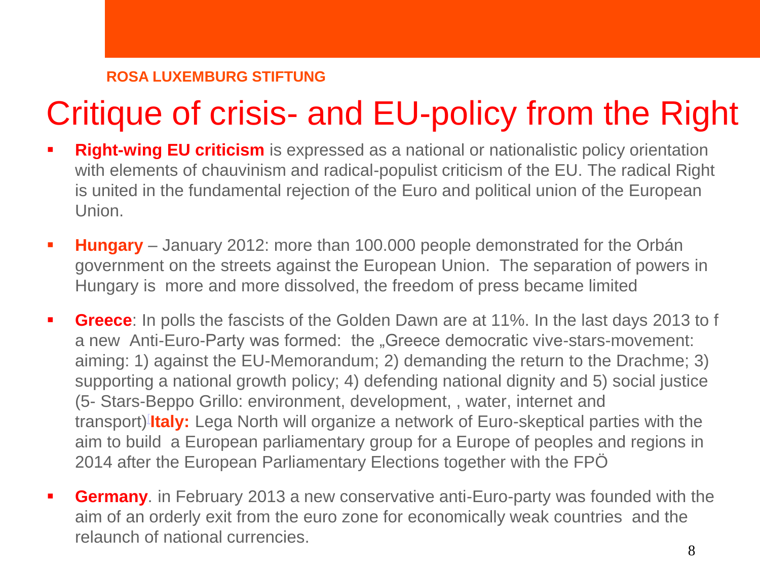ROSA LUXEMBURG STIFTUNG

# Critique of crisis- and EU-policy from the Right

- **Right-wing EU criticism** is expressed as a national or nationalistic policy orientation with elements of chauvinism and radical-populist criticism of the EU. The radical Right is united in the fundamental rejection of the Euro and political union of the European Union.

- **Hungary** – January 2012: more than 100.000 people demonstrated for the Orbán government on the streets against the European Union.  The separation of powers in Hungary is  more and more dissolved, the freedom of press became limited

- **Greece**: In polls the fascists of the Golden Dawn are at 11%. In the last days 2013 to f a new  Anti-Euro-Party was formed:  the „Greece democratic vive-stars-movement: aiming: 1) against the EU-Memorandum; 2) demanding the return to the Drachme; 3) supporting a national growth policy; 4) defending national dignity and 5) social justice (5- Stars-Beppo Grillo: environment, development, , water, internet and transport)[ **Italy:** Lega North will organize a network of Euro-skeptical parties with the aim to build  a European parliamentary group for a Europe of peoples and regions in 2014 after the European Parliamentary Elections together with the FPÖ

- **Germany**. in February 2013 a new conservative anti-Euro-party was founded with the aim of an orderly exit from the euro zone for economically weak countries  and the relaunch of national currencies.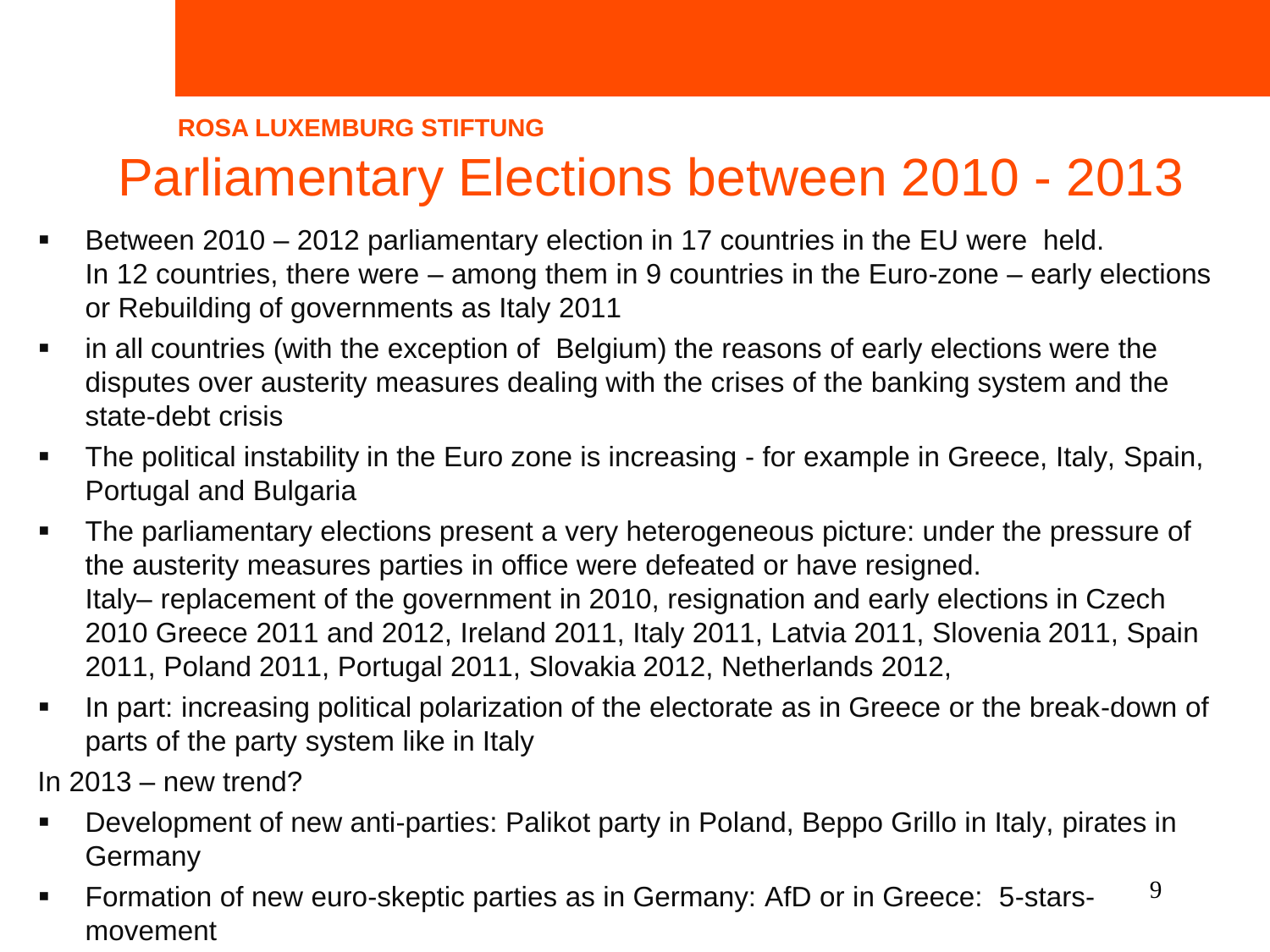ROSA LUXEMBURG STIFTUNG

# Parliamentary Elections between 2010 - 2013

- Between 2010 – 2012 parliamentary election in 17 countries in the EU were held.
  In 12 countries, there were – among them in 9 countries in the Euro-zone – early elections or Rebuilding of governments as Italy 2011
- in all countries (with the exception of Belgium) the reasons of early elections were the disputes over austerity measures dealing with the crises of the banking system and the state-debt crisis
- The political instability in the Euro zone is increasing - for example in Greece, Italy, Spain, Portugal and Bulgaria
- The parliamentary elections present a very heterogeneous picture: under the pressure of the austerity measures parties in office were defeated or have resigned.
  Italy– replacement of the government in 2010, resignation and early elections in Czech 2010 Greece 2011 and 2012, Ireland 2011, Italy 2011, Latvia 2011, Slovenia 2011, Spain 2011, Poland 2011, Portugal 2011, Slovakia 2012, Netherlands 2012,
- In part: increasing political polarization of the electorate as in Greece or the break-down of parts of the party system like in Italy

In 2013 – new trend?

- Development of new anti-parties: Palikot party in Poland, Beppo Grillo in Italy, pirates in Germany
- Formation of new euro-skeptic parties as in Germany: AfD or in Greece: 5-stars-movement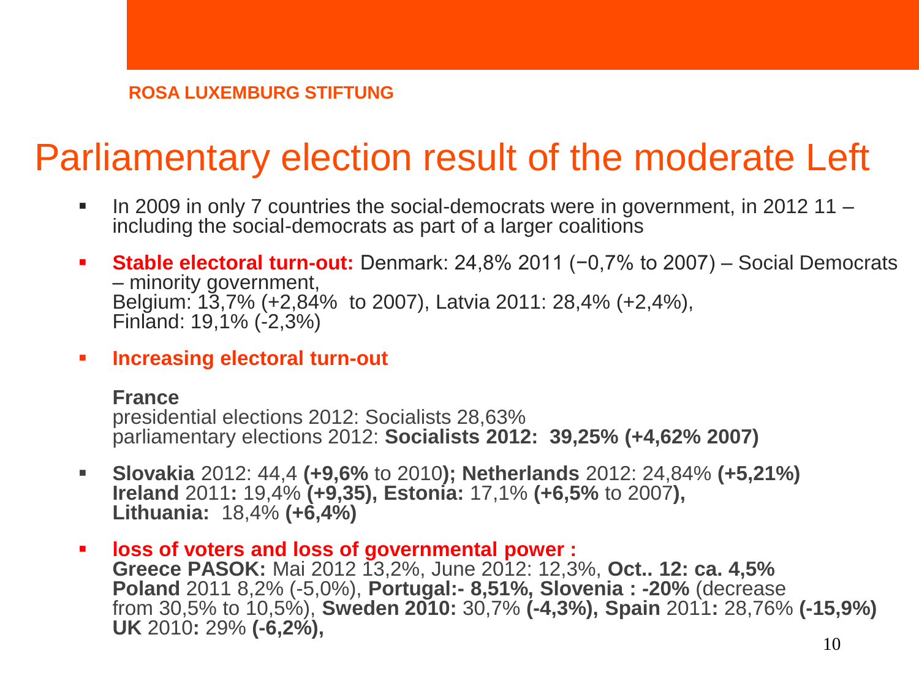# Parliamentary election result of the moderate Left

- In 2009 in only 7 countries the social-democrats were in government, in 2012 11 – including the social-democrats as part of a larger coalitions
- **Stable electoral turn-out:** Denmark: 24,8% 2011 (−0,7% to 2007) – Social Democrats – minority government, Belgium: 13,7% (+2,84% to 2007), Latvia 2011: 28,4% (+2,4%), Finland: 19,1% (-2,3%)
- **Increasing electoral turn-out**

  **France**
  presidential elections 2012: Socialists 28,63%
  parliamentary elections 2012: **Socialists 2012: 39,25% (+4,62% 2007)**

- **Slovakia** 2012: 44,4 **(+9,6%** to 2010**); Netherlands** 2012: 24,84% **(+5,21%)** **Ireland** 2011**:** 19,4% **(+9,35), Estonia:** 17,1% **(+6,5%** to 2007**),** **Lithuania:** 18,4% **(+6,4%)**
- **loss of voters and loss of governmental power :** **Greece PASOK:** Mai 2012 13,2%, June 2012: 12,3%, **Oct.. 12: ca. 4,5%** **Poland** 2011 8,2% (-5,0%), **Portugal:- 8,51%, Slovenia : -20%** (decrease from 30,5% to 10,5%), **Sweden 2010:** 30,7% **(-4,3%), Spain** 2011**:** 28,76% **(-15,9%)** **UK** 2010**:** 29% **(-6,2%),**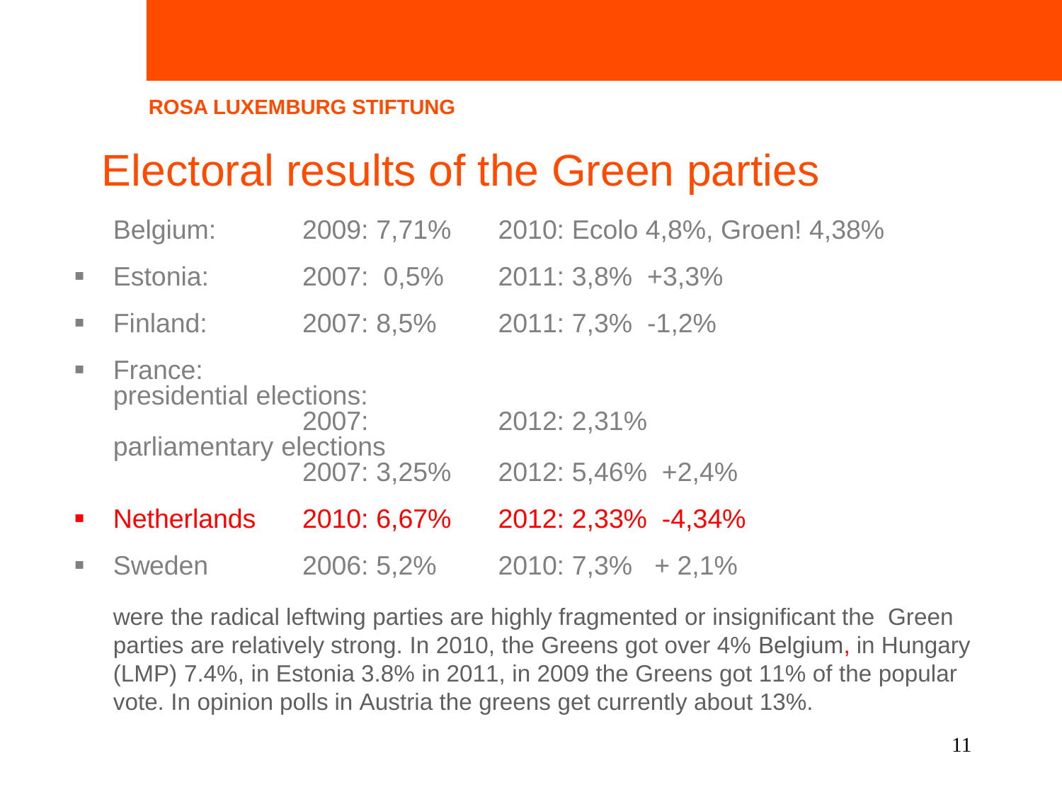ROSA LUXEMBURG STIFTUNG

# Electoral results of the Green parties

| | | |
|---|---|---|
| Belgium: | 2009: 7,71% | 2010: Ecolo 4,8%, Groen! 4,38% |
| Estonia: | 2007: 0,5% | 2011: 3,8% +3,3% |
| Finland: | 2007: 8,5% | 2011: 7,3% -1,2% |
| France: presidential elections: | 2007: | 2012: 2,31% |
| parliamentary elections | 2007: 3,25% | 2012: 5,46% +2,4% |
| Netherlands | 2010: 6,67% | 2012: 2,33% -4,34% |
| Sweden | 2006: 5,2% | 2010: 7,3% + 2,1% |

were the radical leftwing parties are highly fragmented or insignificant the Green parties are relatively strong. In 2010, the Greens got over 4% Belgium, in Hungary (LMP) 7.4%, in Estonia 3.8% in 2011, in 2009 the Greens got 11% of the popular vote. In opinion polls in Austria the greens get currently about 13%.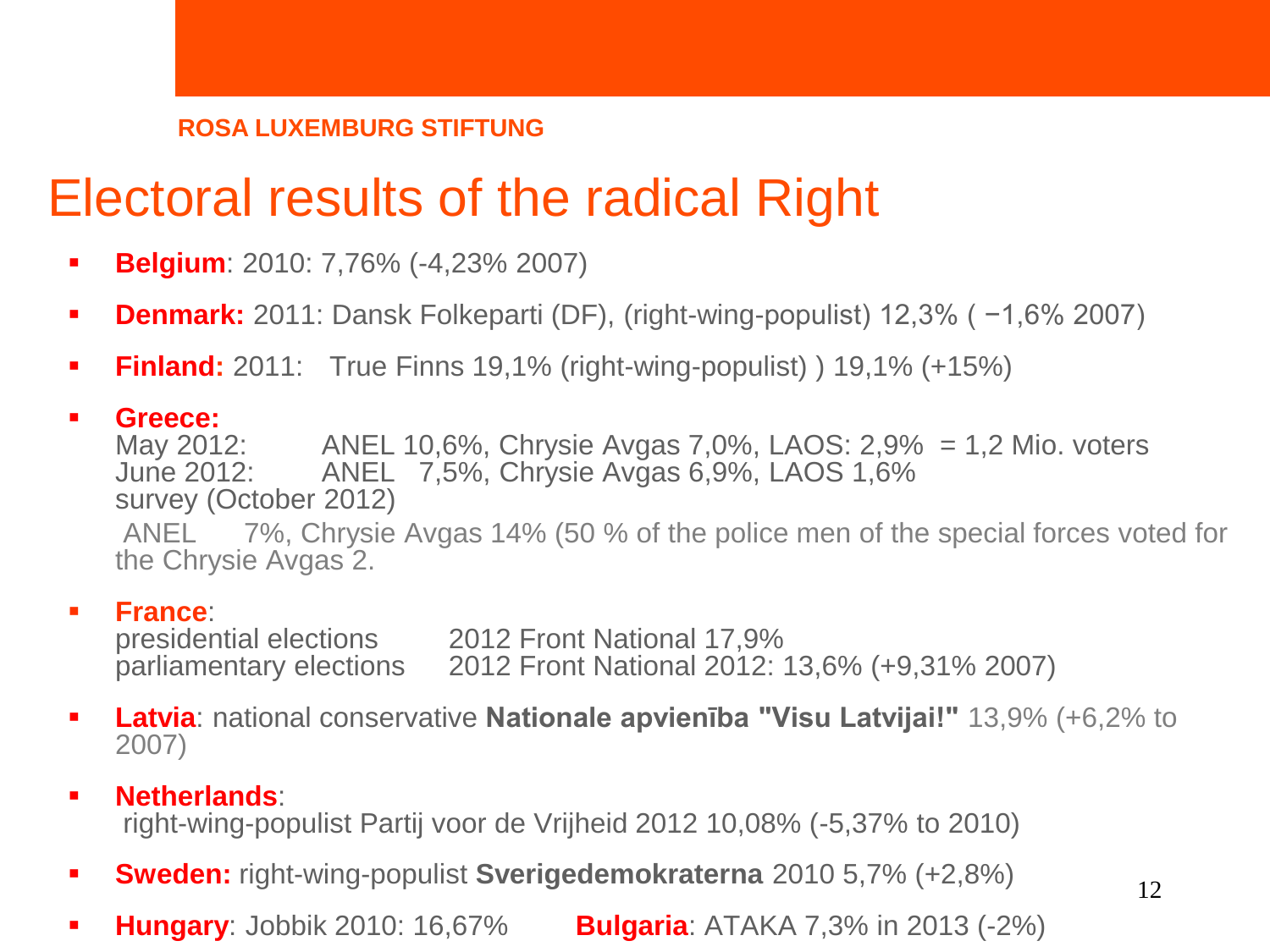ROSA LUXEMBURG STIFTUNG

# Electoral results of the radical Right

- **Belgium**: 2010: 7,76% (-4,23% 2007)
- **Denmark:** 2011: Dansk Folkeparti (DF), (right-wing-populist) 12,3% ( −1,6% 2007)
- **Finland:** 2011: True Finns 19,1% (right-wing-populist) ) 19,1% (+15%)
- **Greece:**
  May 2012: ANEL 10,6%, Chrysie Avgas 7,0%, LAOS: 2,9% = 1,2 Mio. voters
  June 2012: ANEL 7,5%, Chrysie Avgas 6,9%, LAOS 1,6%
  survey (October 2012)
  ANEL 7%, Chrysie Avgas 14% (50 % of the police men of the special forces voted for the Chrysie Avgas 2.
- **France**:
  presidential elections 2012 Front National 17,9%
  parliamentary elections 2012 Front National 2012: 13,6% (+9,31% 2007)
- **Latvia**: national conservative **Nationale apvienība "Visu Latvijai!"** 13,9% (+6,2% to 2007)
- **Netherlands**:
  right-wing-populist Partij voor de Vrijheid 2012 10,08% (-5,37% to 2010)
- **Sweden:** right-wing-populist **Sverigedemokraterna** 2010 5,7% (+2,8%)
- **Hungary**: Jobbik 2010: 16,67% **Bulgaria**: ATAKA 7,3% in 2013 (-2%)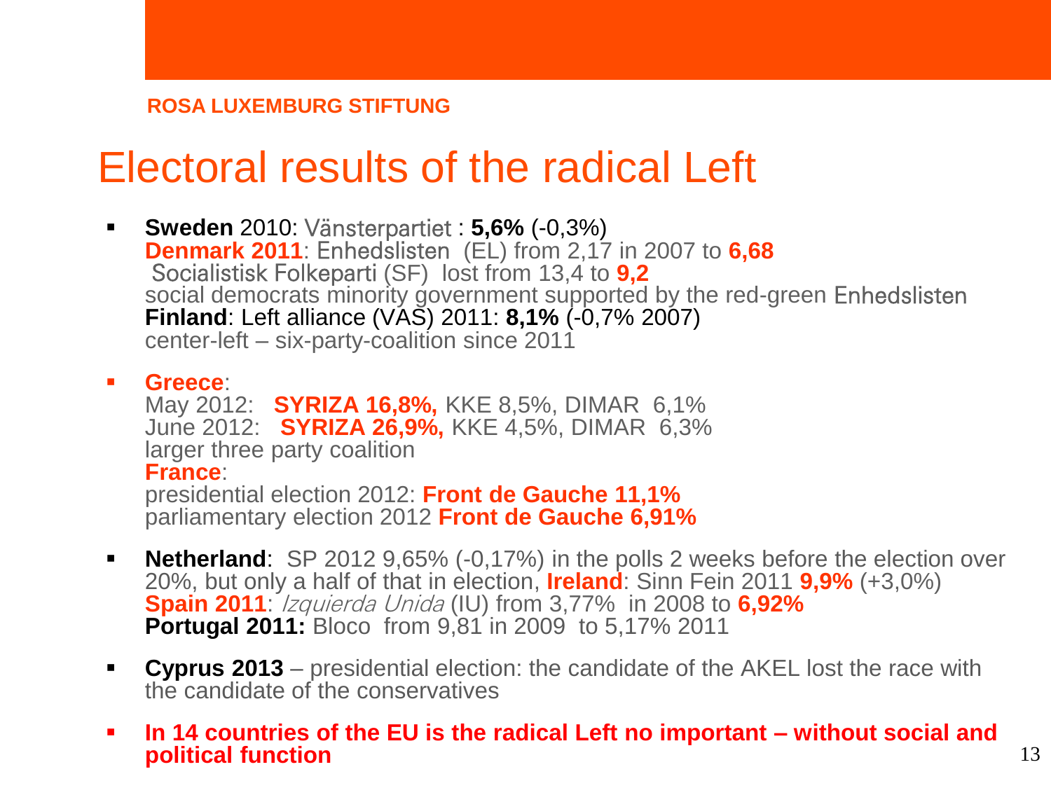ROSA LUXEMBURG STIFTUNG

# Electoral results of the radical Left

- **Sweden** 2010: Vänsterpartiet : **5,6%** (-0,3%)
  **Denmark 2011**: Enhedslisten (EL) from 2,17 in 2007 to **6,68**
  Socialistisk Folkeparti (SF) lost from 13,4 to **9,2**
  social democrats minority government supported by the red-green Enhedslisten
  **Finland**: Left alliance (VAS) 2011: **8,1%** (-0,7% 2007)
  center-left – six-party-coalition since 2011

- **Greece**:
  May 2012: **SYRIZA 16,8%,** KKE 8,5%, DIMAR 6,1%
  June 2012: **SYRIZA 26,9%,** KKE 4,5%, DIMAR 6,3%
  larger three party coalition
  **France**:
  presidential election 2012: **Front de Gauche 11,1%**
  parliamentary election 2012 **Front de Gauche 6,91%**

- **Netherland**: SP 2012 9,65% (-0,17%) in the polls 2 weeks before the election over 20%, but only a half of that in election, **Ireland**: Sinn Fein 2011 **9,9%** (+3,0%)
  **Spain 2011**: *Izquierda Unida* (IU) from 3,77% in 2008 to **6,92%**
  **Portugal 2011:** Bloco from 9,81 in 2009 to 5,17% 2011

- **Cyprus 2013** – presidential election: the candidate of the AKEL lost the race with the candidate of the conservatives

- **In 14 countries of the EU is the radical Left no important – without social and political function**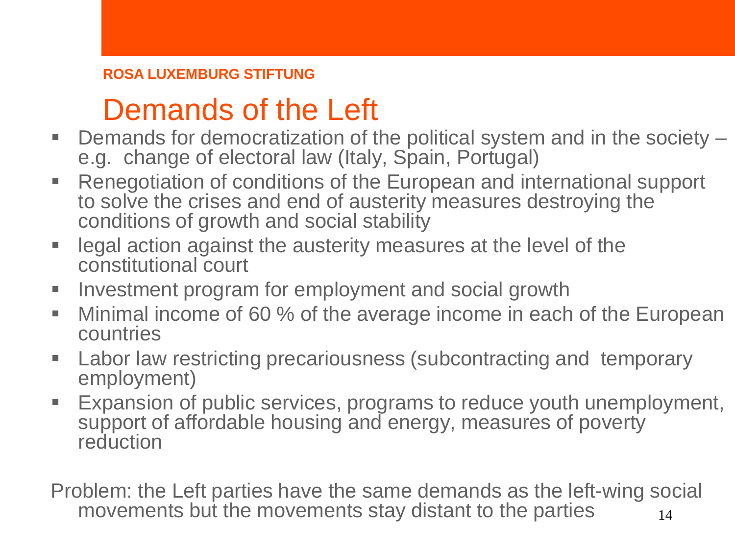ROSA LUXEMBURG STIFTUNG

# Demands of the Left

- Demands for democratization of the political system and in the society – e.g. change of electoral law (Italy, Spain, Portugal)
- Renegotiation of conditions of the European and international support to solve the crises and end of austerity measures destroying the conditions of growth and social stability
- legal action against the austerity measures at the level of the constitutional court
- Investment program for employment and social growth
- Minimal income of 60 % of the average income in each of the European countries
- Labor law restricting precariousness (subcontracting and temporary employment)
- Expansion of public services, programs to reduce youth unemployment, support of affordable housing and energy, measures of poverty reduction

Problem: the Left parties have the same demands as the left-wing social movements but the movements stay distant to the parties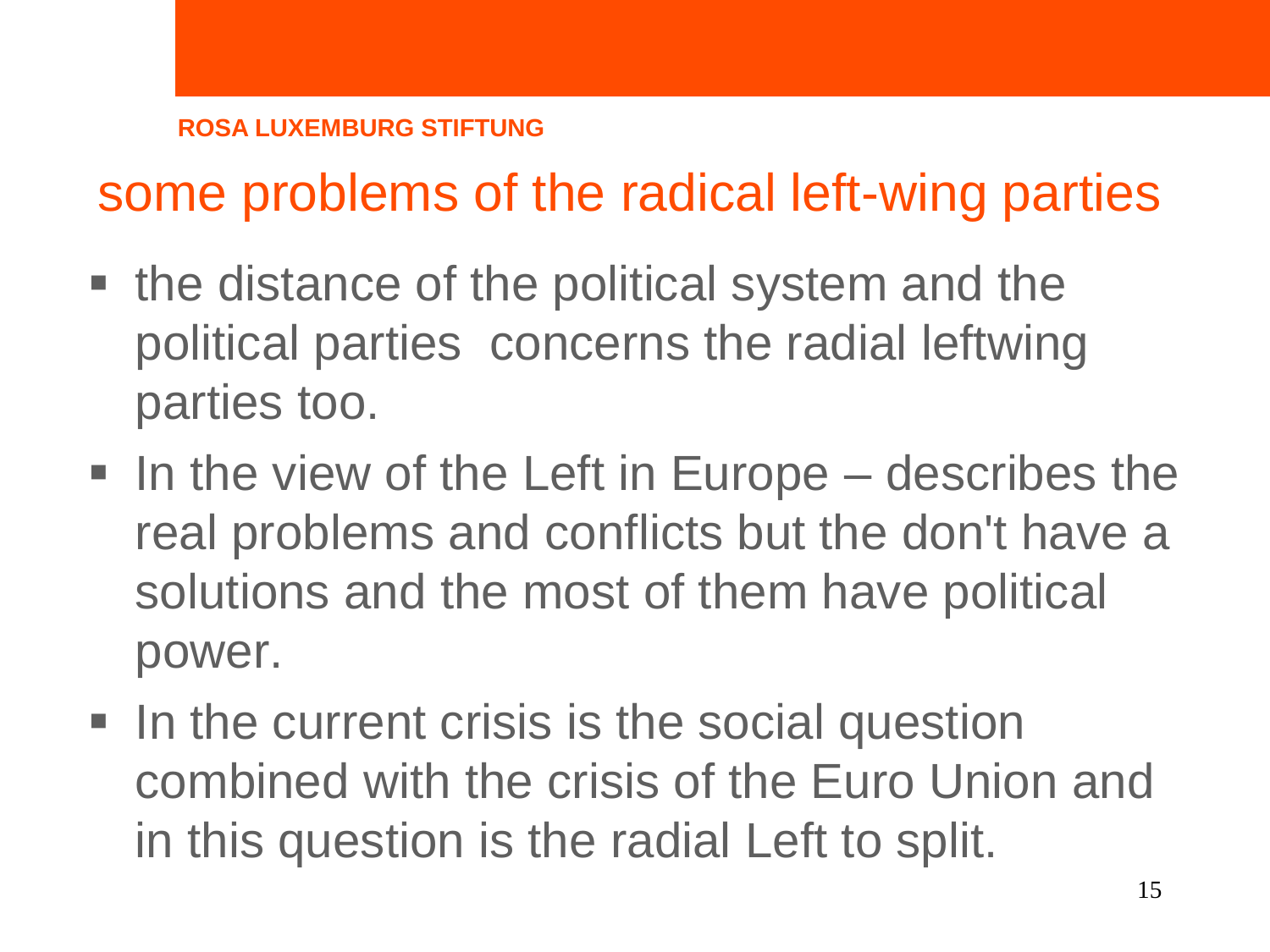ROSA LUXEMBURG STIFTUNG

# some problems of the radical left-wing parties

- the distance of the political system and the political parties  concerns the radial leftwing parties too.
- In the view of the Left in Europe – describes the real problems and conflicts but the don't have a solutions and the most of them have political power.
- In the current crisis is the social question combined with the crisis of the Euro Union and in this question is the radial Left to split.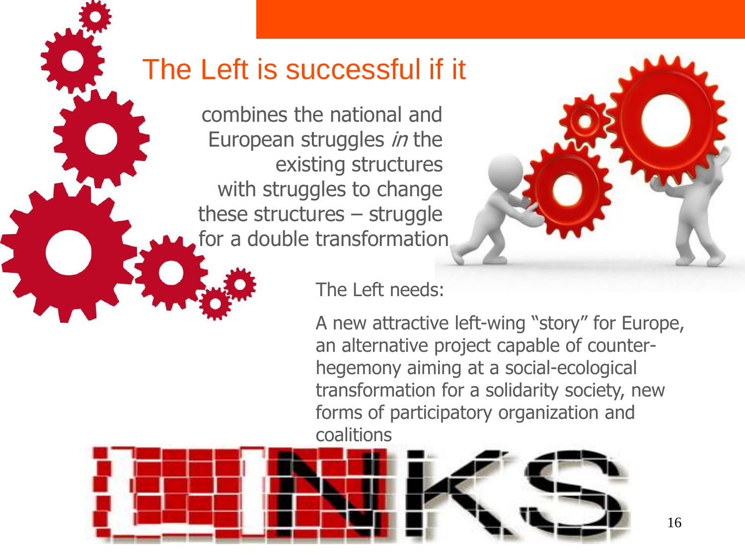# The Left is successful if it

combines the national and European struggles *in* the existing structures with struggles to change these structures – struggle for a double transformation

The Left needs:

A new attractive left-wing “story” for Europe, an alternative project capable of counter-hegemony aiming at a social-ecological transformation for a solidarity society, new forms of participatory organization and coalitions

LINKS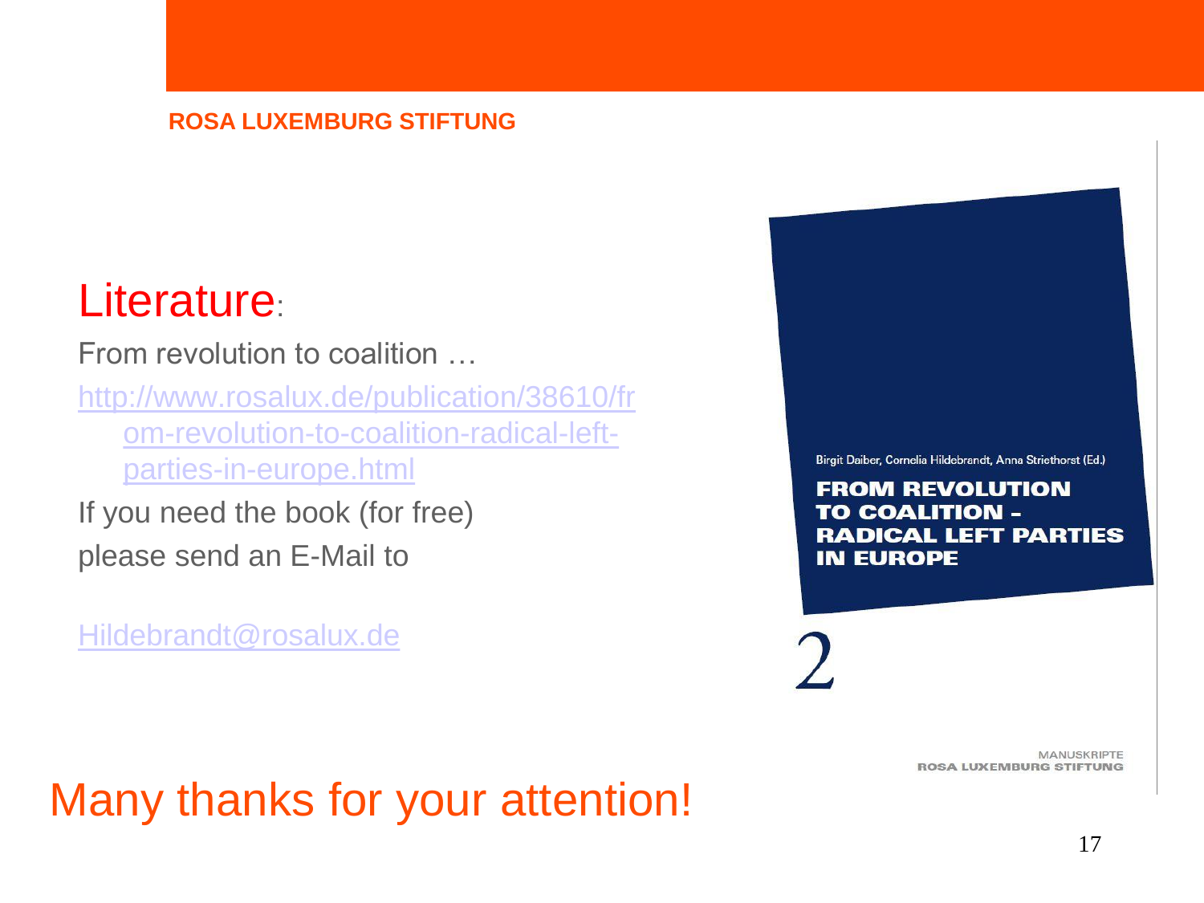ROSA LUXEMBURG STIFTUNG

## Literature:

From revolution to coalition …

http://www.rosalux.de/publication/38610/from-revolution-to-coalition-radical-left-parties-in-europe.html

If you need the book (for free) please send an E-Mail to

Hildebrandt@rosalux.de

Birgit Daiber, Cornelia Hildebrandt, Anna Striethorst (Ed.)

**FROM REVOLUTION TO COALITION – RADICAL LEFT PARTIES IN EUROPE**

2

MANUSKRIPTE
ROSA LUXEMBURG STIFTUNG

# Many thanks for your attention!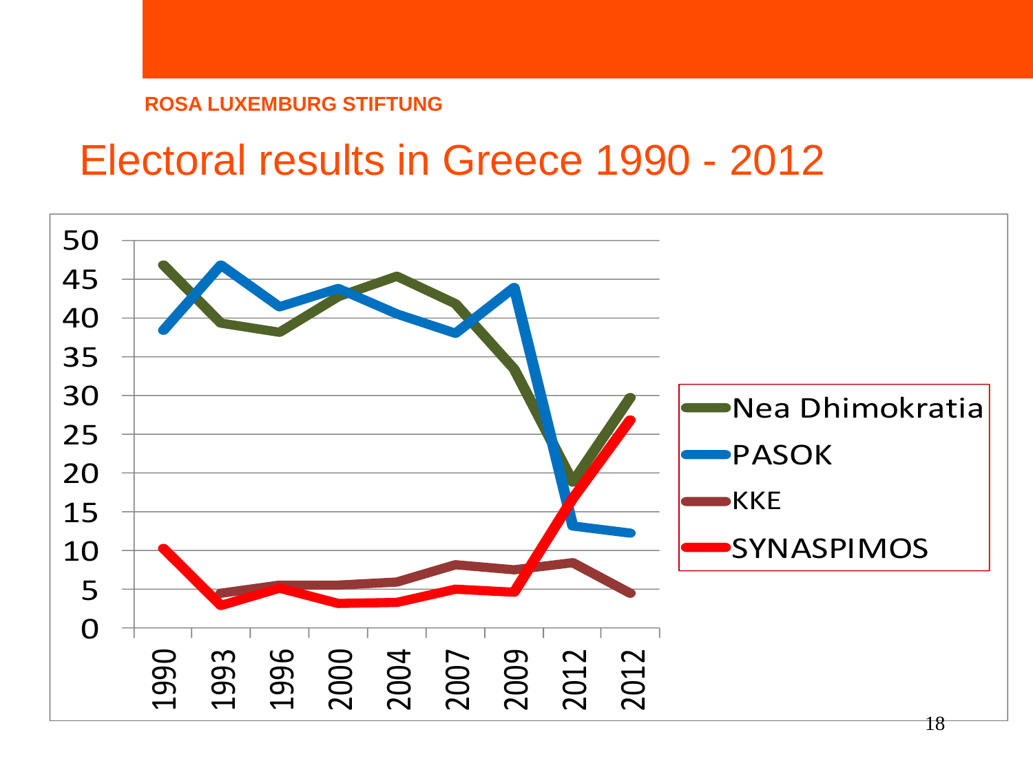ROSA LUXEMBURG STIFTUNG

# Electoral results in Greece 1990 - 2012

Nea Dhimokratia

PASOK

KKE

SYNASPIMOS

50
45
40
35
30
25
20
15
10
5
0

1990 1993 1996 2000 2004 2007 2009 2012 2012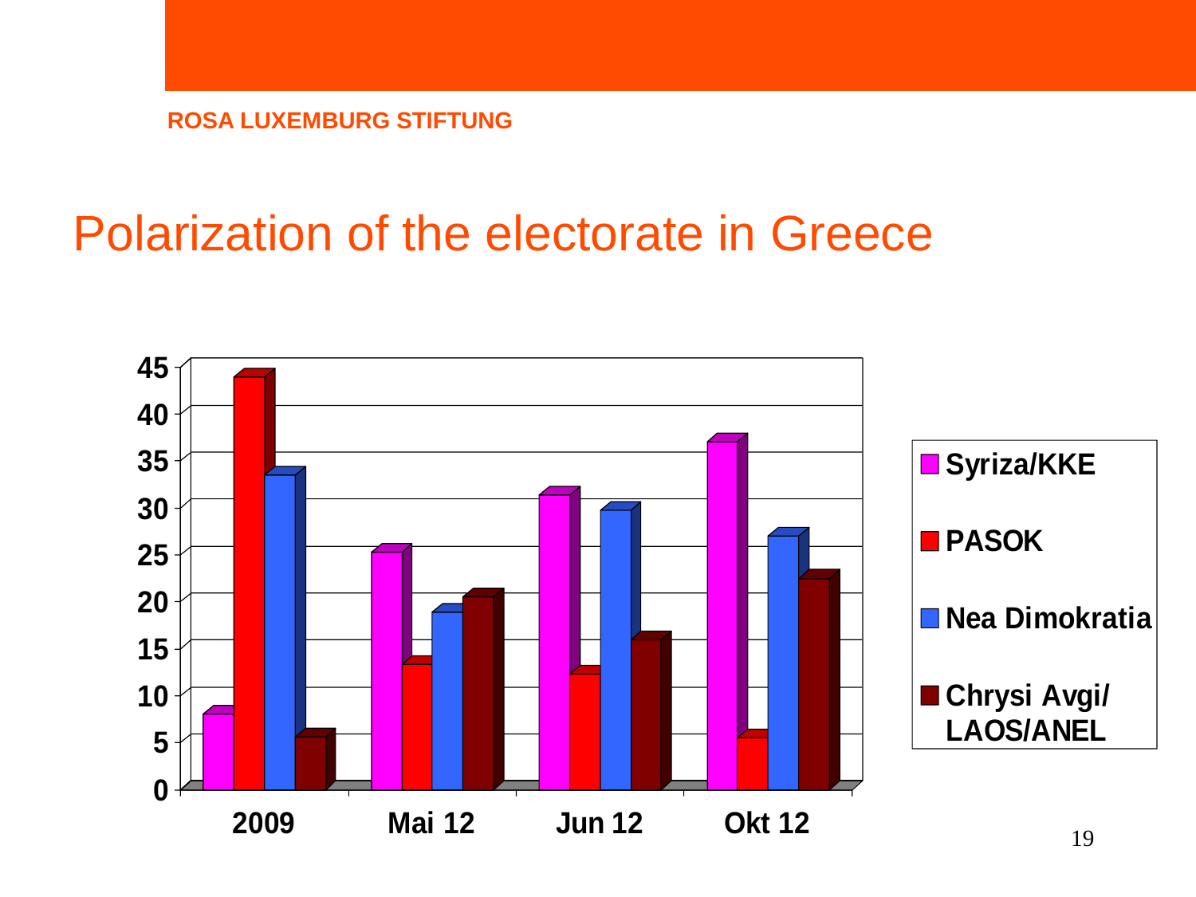# Polarization of the electorate in Greece

Syriza/KKE

PASOK

Nea Dimokratia

Chrysi Avgi/ LAOS/ANEL

2009 | Mai 12 | Jun 12 | Okt 12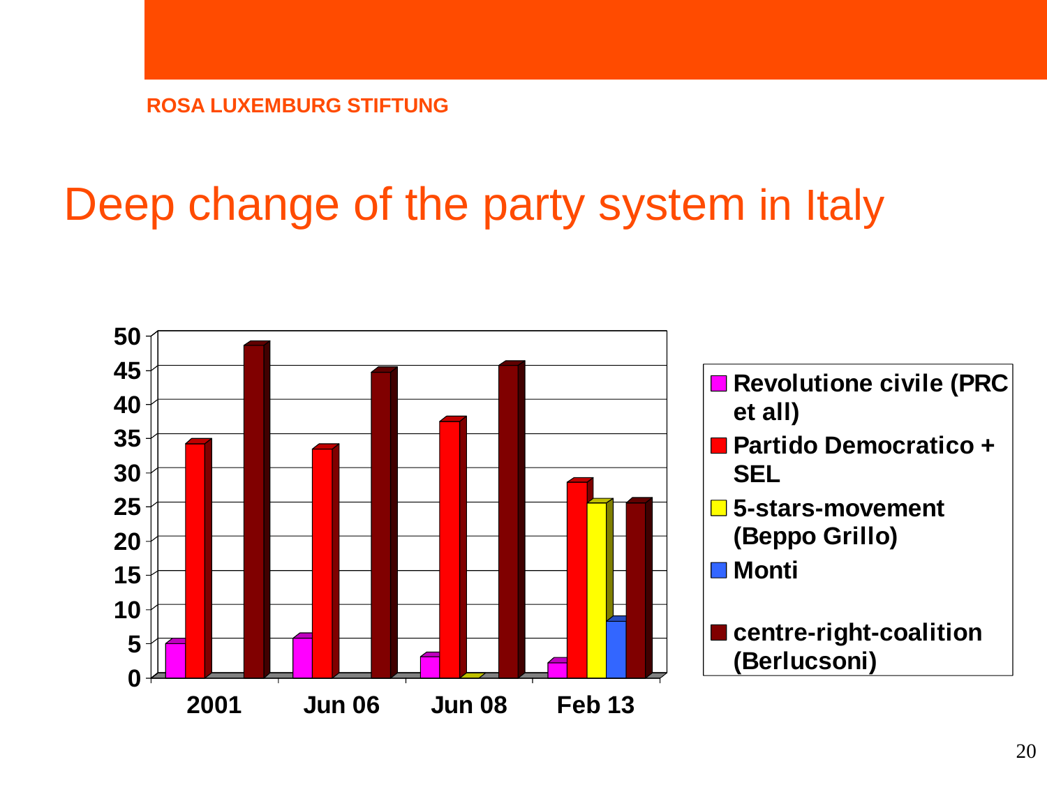ROSA LUXEMBURG STIFTUNG

# Deep change of the party system in Italy

| | 2001 | Jun 06 | Jun 08 | Feb 13 |
|---|---|---|---|---|
| Revolutione civile (PRC et all) | 5 | 6 | 3 | 2 |
| Partido Democratico + SEL | 34 | 33 | 37 | 28 |
| 5-stars-movement (Beppo Grillo) | | | 0 | 25 |
| Monti | | | | 8 |
| centre-right-coalition (Berlucsoni) | 48 | 44 | 45 | 25 |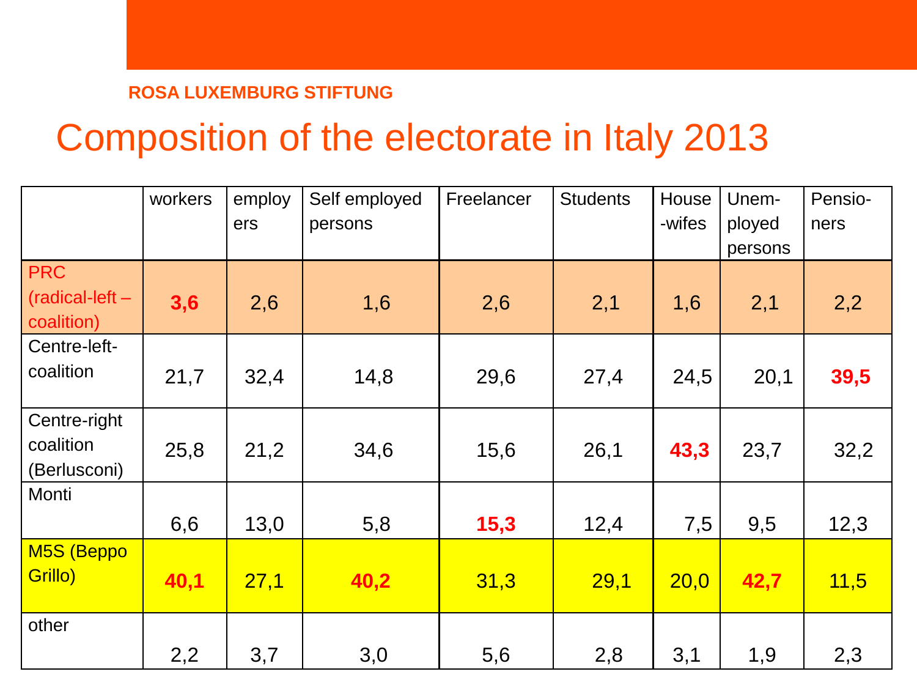ROSA LUXEMBURG STIFTUNG

# Composition of the electorate in Italy 2013

| | workers | employers | Self employed persons | Freelancer | Students | House-wifes | Unem-ployed persons | Pensio-ners |
|---|---|---|---|---|---|---|---|---|
| PRC (radical-left – coalition) | **3,6** | 2,6 | 1,6 | 2,6 | 2,1 | 1,6 | 2,1 | 2,2 |
| Centre-left-coalition | 21,7 | 32,4 | 14,8 | 29,6 | 27,4 | 24,5 | 20,1 | **39,5** |
| Centre-right coalition (Berlusconi) | 25,8 | 21,2 | 34,6 | 15,6 | 26,1 | **43,3** | 23,7 | 32,2 |
| Monti | 6,6 | 13,0 | 5,8 | **15,3** | 12,4 | 7,5 | 9,5 | 12,3 |
| M5S (Beppo Grillo) | **40,1** | 27,1 | **40,2** | 31,3 | 29,1 | 20,0 | **42,7** | 11,5 |
| other | 2,2 | 3,7 | 3,0 | 5,6 | 2,8 | 3,1 | 1,9 | 2,3 |